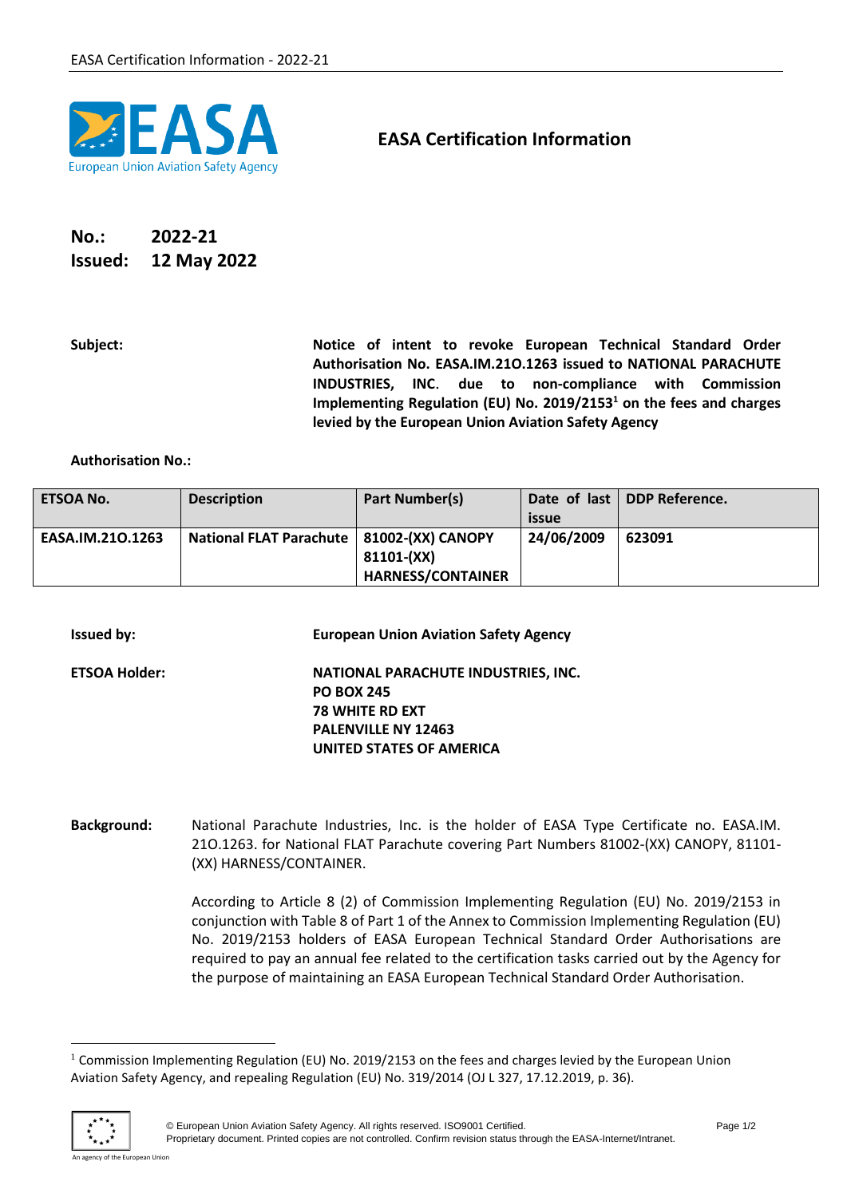# EASA Certification Information

**No.:** 2022-21
**Issued:** 12 May 2022

**Subject:** **Notice of intent to revoke European Technical Standard Order Authorisation No. EASA.IM.21O.1263 issued to NATIONAL PARACHUTE INDUSTRIES, INC. due to non-compliance with Commission Implementing Regulation (EU) No. 2019/2153[1] on the fees and charges levied by the European Union Aviation Safety Agency**

**Authorisation No.:**

| ETSOA No. | Description | Part Number(s) | Date of last issue | DDP Reference. |
|---|---|---|---|---|
| EASA.IM.21O.1263 | National FLAT Parachute | 81002-(XX) CANOPY 81101-(XX) HARNESS/CONTAINER | 24/06/2009 | 623091 |

**Issued by:** **European Union Aviation Safety Agency**

**ETSOA Holder:** **NATIONAL PARACHUTE INDUSTRIES, INC.**
**PO BOX 245**
**78 WHITE RD EXT**
**PALENVILLE NY 12463**
**UNITED STATES OF AMERICA**

**Background:** National Parachute Industries, Inc. is the holder of EASA Type Certificate no. EASA.IM. 21O.1263. for National FLAT Parachute covering Part Numbers 81002-(XX) CANOPY, 81101-(XX) HARNESS/CONTAINER.

According to Article 8 (2) of Commission Implementing Regulation (EU) No. 2019/2153 in conjunction with Table 8 of Part 1 of the Annex to Commission Implementing Regulation (EU) No. 2019/2153 holders of EASA European Technical Standard Order Authorisations are required to pay an annual fee related to the certification tasks carried out by the Agency for the purpose of maintaining an EASA European Technical Standard Order Authorisation.

[1] Commission Implementing Regulation (EU) No. 2019/2153 on the fees and charges levied by the European Union Aviation Safety Agency, and repealing Regulation (EU) No. 319/2014 (OJ L 327, 17.12.2019, p. 36).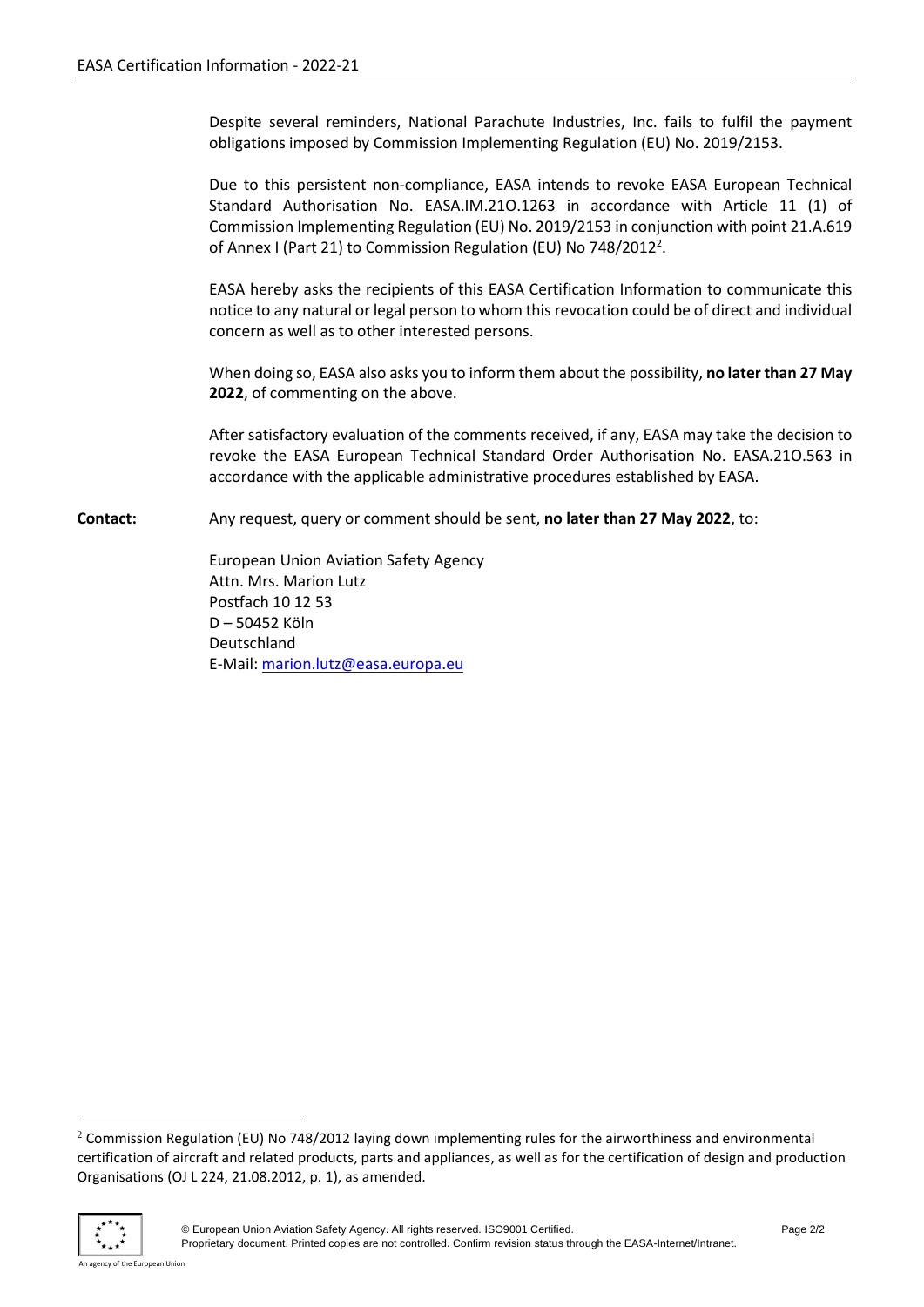Despite several reminders, National Parachute Industries, Inc. fails to fulfil the payment obligations imposed by Commission Implementing Regulation (EU) No. 2019/2153.

Due to this persistent non-compliance, EASA intends to revoke EASA European Technical Standard Authorisation No. EASA.IM.21O.1263 in accordance with Article 11 (1) of Commission Implementing Regulation (EU) No. 2019/2153 in conjunction with point 21.A.619 of Annex I (Part 21) to Commission Regulation (EU) No 748/2012[2].

EASA hereby asks the recipients of this EASA Certification Information to communicate this notice to any natural or legal person to whom this revocation could be of direct and individual concern as well as to other interested persons.

When doing so, EASA also asks you to inform them about the possibility, **no later than 27 May 2022**, of commenting on the above.

After satisfactory evaluation of the comments received, if any, EASA may take the decision to revoke the EASA European Technical Standard Order Authorisation No. EASA.21O.563 in accordance with the applicable administrative procedures established by EASA.

**Contact:** Any request, query or comment should be sent, **no later than 27 May 2022**, to:

European Union Aviation Safety Agency
Attn. Mrs. Marion Lutz
Postfach 10 12 53
D – 50452 Köln
Deutschland
E-Mail: marion.lutz@easa.europa.eu

[2] Commission Regulation (EU) No 748/2012 laying down implementing rules for the airworthiness and environmental certification of aircraft and related products, parts and appliances, as well as for the certification of design and production Organisations (OJ L 224, 21.08.2012, p. 1), as amended.